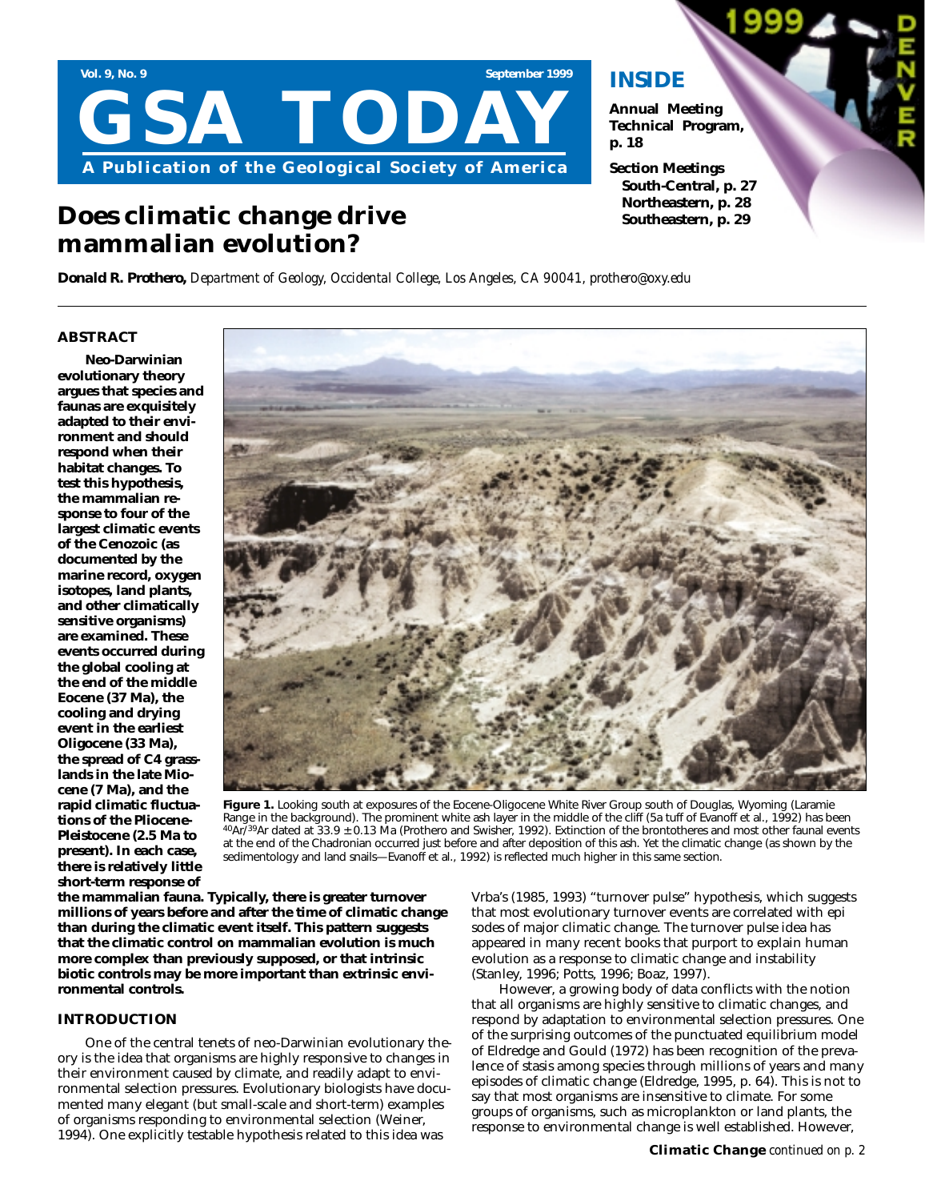# GSA TODAY

Vol. 9, No. 9 — September 1999

A Publication of the Geological Society of America

**INSIDE**

**Annual Meeting Technical Program, p. 18**

**Section Meetings**
**South-Central, p. 27**
**Northeastern, p. 28**
**Southeastern, p. 29**

## Does climatic change drive mammalian evolution?

**Donald R. Prothero,** *Department of Geology, Occidental College, Los Angeles, CA 90041, prothero@oxy.edu*

### ABSTRACT

**Neo-Darwinian evolutionary theory argues that species and faunas are exquisitely adapted to their environment and should respond when their habitat changes. To test this hypothesis, the mammalian response to four of the largest climatic events of the Cenozoic (as documented by the marine record, oxygen isotopes, land plants, and other climatically sensitive organisms) are examined. These events occurred during the global cooling at the end of the middle Eocene (37 Ma), the cooling and drying event in the earliest Oligocene (33 Ma), the spread of C4 grasslands in the late Miocene (7 Ma), and the rapid climatic fluctuations of the Pliocene-Pleistocene (2.5 Ma to present). In each case, there is relatively little short-term response of the mammalian fauna. Typically, there is greater turnover millions of years before and after the time of climatic change than during the climatic event itself. This pattern suggests that the climatic control on mammalian evolution is much more complex than previously supposed, or that intrinsic biotic controls may be more important than extrinsic environmental controls.**

**Figure 1.** Looking south at exposures of the Eocene-Oligocene White River Group south of Douglas, Wyoming (Laramie Range in the background). The prominent white ash layer in the middle of the cliff (5a tuff of Evanoff et al., 1992) has been $^{40}Ar/^{39}Ar$ dated at $33.9 \pm 0.13$ Ma (Prothero and Swisher, 1992). Extinction of the brontotheres and most other faunal events at the end of the Chadronian occurred just before and after deposition of this ash. Yet the climatic change (as shown by the sedimentology and land snails—Evanoff et al., 1992) is reflected much higher in this same section.

### INTRODUCTION

One of the central tenets of neo-Darwinian evolutionary theory is the idea that organisms are highly responsive to changes in their environment caused by climate, and readily adapt to environmental selection pressures. Evolutionary biologists have documented many elegant (but small-scale and short-term) examples of organisms responding to environmental selection (Weiner, 1994). One explicitly testable hypothesis related to this idea was Vrba's (1985, 1993) "turnover pulse" hypothesis, which suggests that most evolutionary turnover events are correlated with episodes of major climatic change. The turnover pulse idea has appeared in many recent books that purport to explain human evolution as a response to climatic change and instability (Stanley, 1996; Potts, 1996; Boaz, 1997).

However, a growing body of data conflicts with the notion that all organisms are highly sensitive to climatic changes, and respond by adaptation to environmental selection pressures. One of the surprising outcomes of the punctuated equilibrium model of Eldredge and Gould (1972) has been recognition of the prevalence of stasis among species through millions of years and many episodes of climatic change (Eldredge, 1995, p. 64). This is not to say that most organisms are insensitive to climate. For some groups of organisms, such as microplankton or land plants, the response to environmental change is well established. However,

**Climatic Change** *continued on p. 2*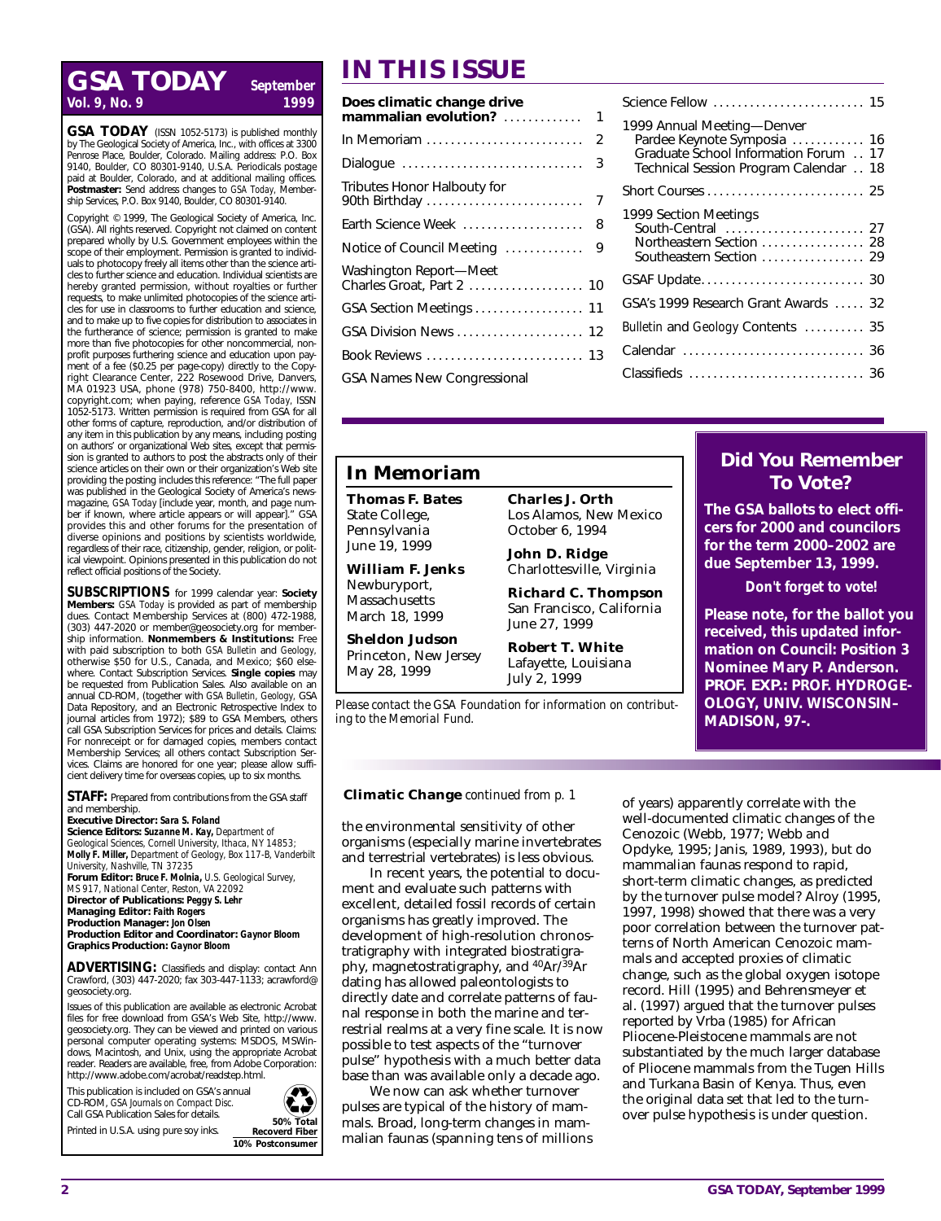# GSA TODAY

**Vol. 9, No. 9** — **September 1999**

**GSA TODAY** (ISSN 1052-5173) is published monthly by The Geological Society of America, Inc., with offices at 3300 Penrose Place, Boulder, Colorado. Mailing address: P.O. Box 9140, Boulder, CO 80301-9140, U.S.A. Periodicals postage paid at Boulder, Colorado, and at additional mailing offices. **Postmaster:** Send address changes to *GSA Today*, Membership Services, P.O. Box 9140, Boulder, CO 80301-9140.

Copyright © 1999, The Geological Society of America, Inc. (GSA). All rights reserved. Copyright not claimed on content prepared wholly by U.S. Government employees within the scope of their employment. Permission is granted to individuals to photocopy freely all items other than the science articles to further science and education. Individual scientists are hereby granted permission, without royalties or further requests, to make unlimited photocopies of the science articles for use in classrooms to further education and science, and to make up to five copies for distribution to associates in the furtherance of science; permission is granted to make more than five photocopies for other noncommercial, nonprofit purposes furthering science and education upon payment of a fee ($0.25 per page-copy) directly to the Copyright Clearance Center, 222 Rosewood Drive, Danvers, MA 01923 USA, phone (978) 750-8400, http://www.copyright.com; when paying, reference *GSA Today*, ISSN 1052-5173. Written permission is required from GSA for all other forms of capture, reproduction, and/or distribution of any item in this publication by any means, including posting on authors' or organizational Web sites, except that permission is granted to authors to post the abstracts only of their science articles on their own or their organization's Web site providing the posting includes this reference: "The full paper was published in the Geological Society of America's newsmagazine, *GSA Today* [include year, month, and page number if known, where article appears or will appear]." GSA provides this and other forums for the presentation of diverse opinions and positions by scientists worldwide, regardless of their race, citizenship, gender, religion, or political viewpoint. Opinions presented in this publication do not reflect official positions of the Society.

**SUBSCRIPTIONS** for 1999 calendar year: **Society Members:** *GSA Today* is provided as part of membership dues. Contact Membership Services at (800) 472-1988, (303) 447-2020 or member@geosociety.org for membership information. **Nonmembers & Institutions:** Free with paid subscription to both *GSA Bulletin* and *Geology*, otherwise $50 for U.S., Canada, and Mexico; $60 elsewhere. Contact Subscription Services. **Single copies** may be requested from Publication Sales. Also available on an annual CD-ROM, (together with *GSA Bulletin*, *Geology*, GSA Data Repository, and an Electronic Retrospective Index to journal articles from 1972); $89 to GSA Members, others call GSA Subscription Services for prices and details. Claims: For nonreceipt or for damaged copies, members contact Membership Services; all others contact Subscription Services. Claims are honored for one year; please allow sufficient delivery time for overseas copies, up to six months.

**STAFF:** Prepared from contributions from the GSA staff and membership.
**Executive Director:** *Sara S. Foland*
**Science Editors:** *Suzanne M. Kay,* Department of Geological Sciences, Cornell University, Ithaca, NY 14853; *Molly F. Miller,* Department of Geology, Box 117-B, Vanderbilt University, Nashville, TN 37235
**Forum Editor:** *Bruce F. Molnia,* U.S. Geological Survey, MS 917, National Center, Reston, VA 22092
**Director of Publications:** *Peggy S. Lehr*
**Managing Editor:** *Faith Rogers*
**Production Manager:** *Jon Olsen*
**Production Editor and Coordinator:** *Gaynor Bloom*
**Graphics Production:** *Gaynor Bloom*

**ADVERTISING:** Classifieds and display: contact Ann Crawford, (303) 447-2020; fax 303-447-1133; acrawford@geosociety.org.

Issues of this publication are available as electronic Acrobat files for free download from GSA's Web Site, http://www.geosociety.org. They can be viewed and printed on various personal computer operating systems: MSDOS, MSWindows, Macintosh, and Unix, using the appropriate Acrobat reader. Readers are available, free, from Adobe Corporation: http://www.adobe.com/acrobat/readstep.html.

This publication is included on GSA's annual CD-ROM, *GSA Journals on Compact Disc.* Call GSA Publication Sales for details.

Printed in U.S.A. using pure soy inks.

50% Total Recovered Fiber
10% Postconsumer

# IN THIS ISSUE

| | |
|---|---|
| **Does climatic change drive mammalian evolution?** | 1 |
| In Memoriam | 2 |
| Dialogue | 3 |
| Tributes Honor Halbouty for 90th Birthday | 7 |
| Earth Science Week | 8 |
| Notice of Council Meeting | 9 |
| Washington Report—Meet Charles Groat, Part 2 | 10 |
| GSA Section Meetings | 11 |
| GSA Division News | 12 |
| Book Reviews | 13 |
| GSA Names New Congressional Science Fellow | 15 |
| 1999 Annual Meeting—Denver | |
| Pardee Keynote Symposia | 16 |
| Graduate School Information Forum | 17 |
| Technical Session Program Calendar | 18 |
| Short Courses | 25 |
| 1999 Section Meetings | |
| South-Central | 27 |
| Northeastern Section | 28 |
| Southeastern Section | 29 |
| GSAF Update | 30 |
| GSA's 1999 Research Grant Awards | 32 |
| *Bulletin* and *Geology* Contents | 35 |
| Calendar | 36 |
| Classifieds | 36 |

## In Memoriam

**Thomas F. Bates**
State College, Pennsylvania
June 19, 1999

**William F. Jenks**
Newburyport, Massachusetts
March 18, 1999

**Sheldon Judson**
Princeton, New Jersey
May 28, 1999

**Charles J. Orth**
Los Alamos, New Mexico
October 6, 1994

**John D. Ridge**
Charlottesville, Virginia

**Richard C. Thompson**
San Francisco, California
June 27, 1999

**Robert T. White**
Lafayette, Louisiana
July 2, 1999

*Please contact the GSA Foundation for information on contributing to the Memorial Fund.*

## Did You Remember To Vote?

**The GSA ballots to elect officers for 2000 and councilors for the term 2000–2002 are due September 13, 1999.**

***Don't forget to vote!***

**Please note, for the ballot you received, this updated information on Council: Position 3 Nominee Mary P. Anderson. PROF. EXP.: PROF. HYDROGEOLOGY, UNIV. WISCONSIN–MADISON, 97-.**

**Climatic Change** *continued from p. 1*

the environmental sensitivity of other organisms (especially marine invertebrates and terrestrial vertebrates) is less obvious.

In recent years, the potential to document and evaluate such patterns with excellent, detailed fossil records of certain organisms has greatly improved. The development of high-resolution chronostratigraphy with integrated biostratigraphy, magnetostratigraphy, and $^{40}Ar/^{39}Ar$ dating has allowed paleontologists to directly date and correlate patterns of faunal response in both the marine and terrestrial realms at a very fine scale. It is now possible to test aspects of the "turnover pulse" hypothesis with a much better data base than was available only a decade ago.

We now can ask whether turnover pulses are typical of the history of mammals. Broad, long-term changes in mammalian faunas (spanning tens of millions of years) apparently correlate with the well-documented climatic changes of the Cenozoic (Webb, 1977; Webb and Opdyke, 1995; Janis, 1989, 1993), but do mammalian faunas respond to rapid, short-term climatic changes, as predicted by the turnover pulse model? Alroy (1995, 1997, 1998) showed that there was a very poor correlation between the turnover patterns of North American Cenozoic mammals and accepted proxies of climatic change, such as the global oxygen isotope record. Hill (1995) and Behrensmeyer et al. (1997) argued that the turnover pulses reported by Vrba (1985) for African Pliocene-Pleistocene mammals are not substantiated by the much larger database of Pliocene mammals from the Tugen Hills and Turkana Basin of Kenya. Thus, even the original data set that led to the turnover pulse hypothesis is under question.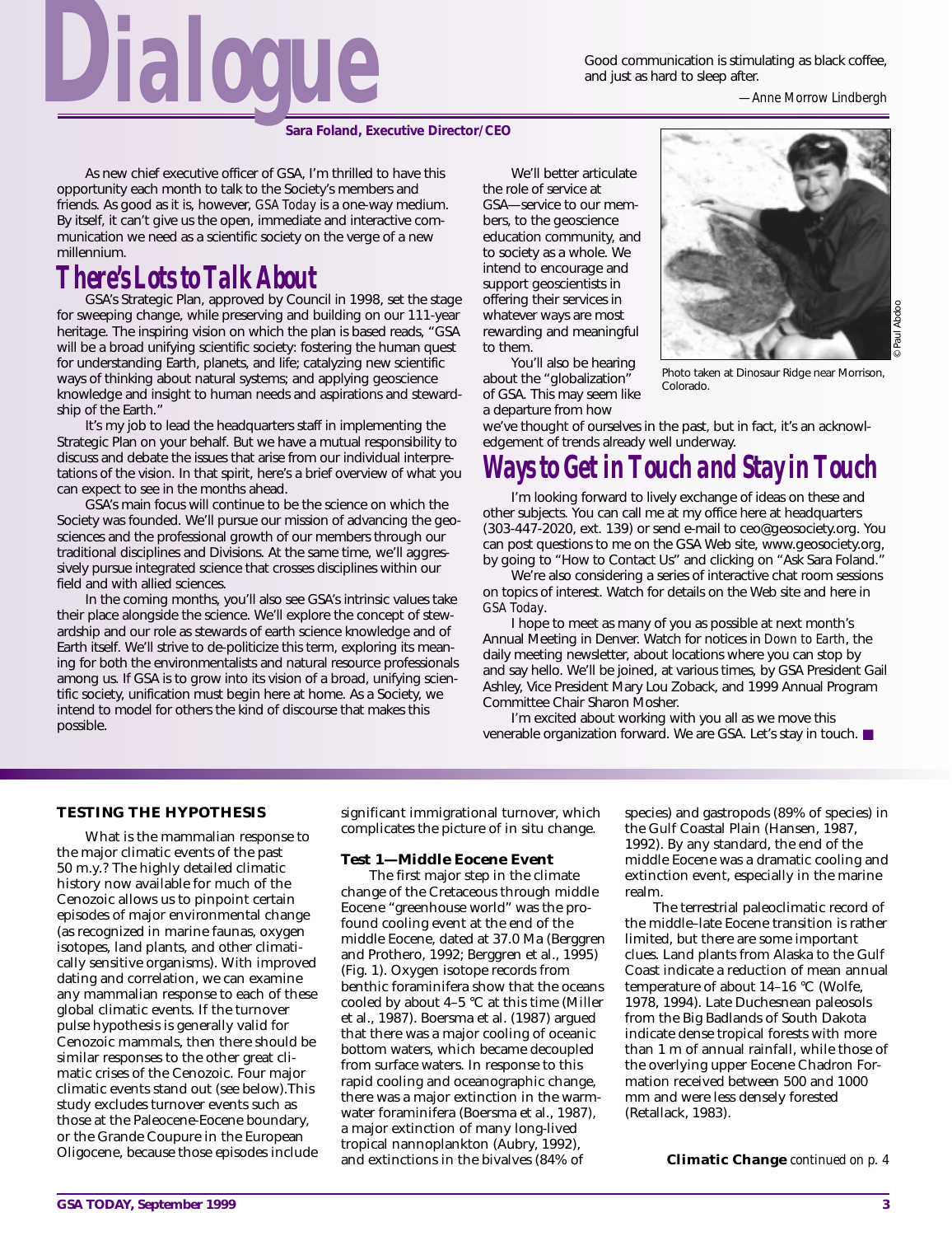# Dialogue

> Good communication is stimulating as black coffee, and just as hard to sleep after.
>
> —*Anne Morrow Lindbergh*

**Sara Foland, Executive Director/CEO**

As new chief executive officer of GSA, I'm thrilled to have this opportunity each month to talk to the Society's members and friends. As good as it is, however, *GSA Today* is a one-way medium. By itself, it can't give us the open, immediate and interactive communication we need as a scientific society on the verge of a new millennium.

## There's Lots to Talk About

GSA's Strategic Plan, approved by Council in 1998, set the stage for sweeping change, while preserving and building on our 111-year heritage. The inspiring vision on which the plan is based reads, "GSA will be a broad unifying scientific society: fostering the human quest for understanding Earth, planets, and life; catalyzing new scientific ways of thinking about natural systems; and applying geoscience knowledge and insight to human needs and aspirations and stewardship of the Earth."

It's my job to lead the headquarters staff in implementing the Strategic Plan on your behalf. But we have a mutual responsibility to discuss and debate the issues that arise from our individual interpretations of the vision. In that spirit, here's a brief overview of what you can expect to see in the months ahead.

GSA's main focus will continue to be the science on which the Society was founded. We'll pursue our mission of advancing the geosciences and the professional growth of our members through our traditional disciplines and Divisions. At the same time, we'll aggressively pursue integrated science that crosses disciplines within our field and with allied sciences.

In the coming months, you'll also see GSA's intrinsic values take their place alongside the science. We'll explore the concept of stewardship and our role as stewards of earth science knowledge and of Earth itself. We'll strive to de-politicize this term, exploring its meaning for both the environmentalists and natural resource professionals among us. If GSA is to grow into its vision of a broad, unifying scientific society, unification must begin here at home. As a Society, we intend to model for others the kind of discourse that makes this possible.

We'll better articulate the role of service at GSA—service to our members, to the geoscience education community, and to society as a whole. We intend to encourage and support geoscientists in offering their services in whatever ways are most rewarding and meaningful to them.

You'll also be hearing about the "globalization" of GSA. This may seem like a departure from how we've thought of ourselves in the past, but in fact, it's an acknowledgement of trends already well underway.

Photo taken at Dinosaur Ridge near Morrison, Colorado.

© Paul Abdoo

## Ways to Get in Touch and Stay in Touch

I'm looking forward to lively exchange of ideas on these and other subjects. You can call me at my office here at headquarters (303-447-2020, ext. 139) or send e-mail to ceo@geosociety.org. You can post questions to me on the GSA Web site, www.geosociety.org, by going to "How to Contact Us" and clicking on "Ask Sara Foland."

We're also considering a series of interactive chat room sessions on topics of interest. Watch for details on the Web site and here in *GSA Today*.

I hope to meet as many of you as possible at next month's Annual Meeting in Denver. Watch for notices in *Down to Earth*, the daily meeting newsletter, about locations where you can stop by and say hello. We'll be joined, at various times, by GSA President Gail Ashley, Vice President Mary Lou Zoback, and 1999 Annual Program Committee Chair Sharon Mosher.

I'm excited about working with you all as we move this venerable organization forward. We are GSA. Let's stay in touch. ■

---

### TESTING THE HYPOTHESIS

What is the mammalian response to the major climatic events of the past 50 m.y.? The highly detailed climatic history now available for much of the Cenozoic allows us to pinpoint certain episodes of major environmental change (as recognized in marine faunas, oxygen isotopes, land plants, and other climatically sensitive organisms). With improved dating and correlation, we can examine any mammalian response to each of these global climatic events. If the turnover pulse hypothesis is generally valid for Cenozoic mammals, then there should be similar responses to the other great climatic crises of the Cenozoic. Four major climatic events stand out (see below).This study excludes turnover events such as those at the Paleocene-Eocene boundary, or the Grande Coupure in the European Oligocene, because those episodes include significant immigrational turnover, which complicates the picture of in situ change.

#### Test 1—Middle Eocene Event

The first major step in the climate change of the Cretaceous through middle Eocene "greenhouse world" was the profound cooling event at the end of the middle Eocene, dated at 37.0 Ma (Berggren and Prothero, 1992; Berggren et al., 1995) (Fig. 1). Oxygen isotope records from benthic foraminifera show that the oceans cooled by about 4–5 °C at this time (Miller et al., 1987). Boersma et al. (1987) argued that there was a major cooling of oceanic bottom waters, which became decoupled from surface waters. In response to this rapid cooling and oceanographic change, there was a major extinction in the warm-water foraminifera (Boersma et al., 1987), a major extinction of many long-lived tropical nannoplankton (Aubry, 1992), and extinctions in the bivalves (84% of species) and gastropods (89% of species) in the Gulf Coastal Plain (Hansen, 1987, 1992). By any standard, the end of the middle Eocene was a dramatic cooling and extinction event, especially in the marine realm.

The terrestrial paleoclimatic record of the middle–late Eocene transition is rather limited, but there are some important clues. Land plants from Alaska to the Gulf Coast indicate a reduction of mean annual temperature of about 14–16 °C (Wolfe, 1978, 1994). Late Duchesnean paleosols from the Big Badlands of South Dakota indicate dense tropical forests with more than 1 m of annual rainfall, while those of the overlying upper Eocene Chadron Formation received between 500 and 1000 mm and were less densely forested (Retallack, 1983).

**Climatic Change** *continued on p. 4*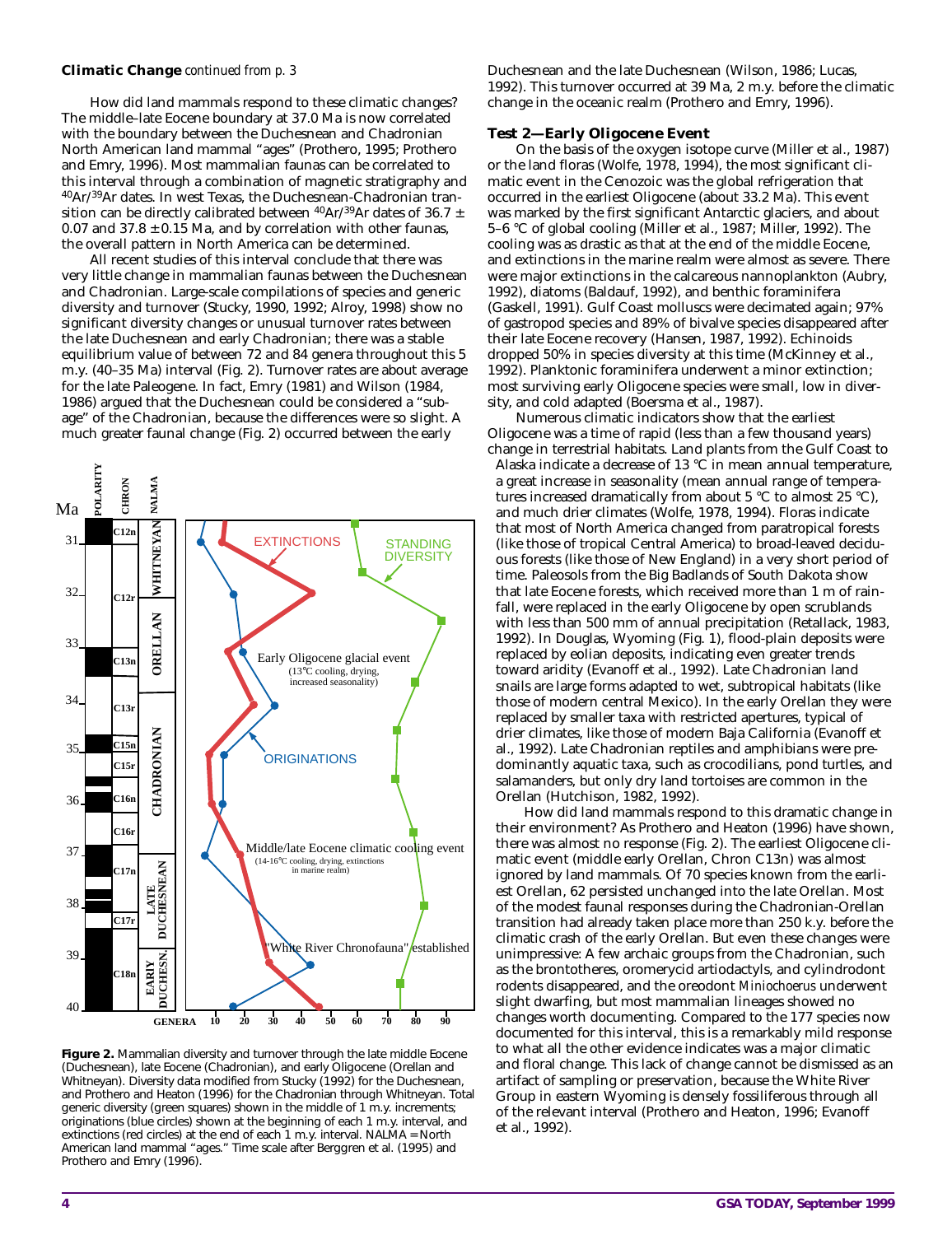**Climatic Change** *continued from p. 3*

How did land mammals respond to these climatic changes? The middle–late Eocene boundary at 37.0 Ma is now correlated with the boundary between the Duchesnean and Chadronian North American land mammal "ages" (Prothero, 1995; Prothero and Emry, 1996). Most mammalian faunas can be correlated to this interval through a combination of magnetic stratigraphy and $^{40}Ar/^{39}Ar$ dates. In west Texas, the Duchesnean-Chadronian transition can be directly calibrated between $^{40}Ar/^{39}Ar$ dates of 36.7 ± 0.07 and 37.8 ± 0.15 Ma, and by correlation with other faunas, the overall pattern in North America can be determined.

All recent studies of this interval conclude that there was very little change in mammalian faunas between the Duchesnean and Chadronian. Large-scale compilations of species and generic diversity and turnover (Stucky, 1990, 1992; Alroy, 1998) show no significant diversity changes or unusual turnover rates between the late Duchesnean and early Chadronian; there was a stable equilibrium value of between 72 and 84 genera throughout this 5 m.y. (40–35 Ma) interval (Fig. 2). Turnover rates are about average for the late Paleogene. In fact, Emry (1981) and Wilson (1984, 1986) argued that the Duchesnean could be considered a "subage" of the Chadronian, because the differences were so slight. A much greater faunal change (Fig. 2) occurred between the early Duchesnean and the late Duchesnean (Wilson, 1986; Lucas, 1992). This turnover occurred at 39 Ma, 2 m.y. before the climatic change in the oceanic realm (Prothero and Emry, 1996).

**Figure 2.** Mammalian diversity and turnover through the late middle Eocene (Duchesnean), late Eocene (Chadronian), and early Oligocene (Orellan and Whitneyan). Diversity data modified from Stucky (1992) for the Duchesnean, and Prothero and Heaton (1996) for the Chadronian through Whitneyan. Total generic diversity (green squares) shown in the middle of 1 m.y. increments; originations (blue circles) shown at the beginning of each 1 m.y. interval, and extinctions (red circles) at the end of each 1 m.y. interval. NALMA = North American land mammal "ages." Time scale after Berggren et al. (1995) and Prothero and Emry (1996).

### Test 2—Early Oligocene Event

On the basis of the oxygen isotope curve (Miller et al., 1987) or the land floras (Wolfe, 1978, 1994), the most significant climatic event in the Cenozoic was the global refrigeration that occurred in the earliest Oligocene (about 33.2 Ma). This event was marked by the first significant Antarctic glaciers, and about 5–6 °C of global cooling (Miller et al., 1987; Miller, 1992). The cooling was as drastic as that at the end of the middle Eocene, and extinctions in the marine realm were almost as severe. There were major extinctions in the calcareous nannoplankton (Aubry, 1992), diatoms (Baldauf, 1992), and benthic foraminifera (Gaskell, 1991). Gulf Coast molluscs were decimated again; 97% of gastropod species and 89% of bivalve species disappeared after their late Eocene recovery (Hansen, 1987, 1992). Echinoids dropped 50% in species diversity at this time (McKinney et al., 1992). Planktonic foraminifera underwent a minor extinction; most surviving early Oligocene species were small, low in diversity, and cold adapted (Boersma et al., 1987).

Numerous climatic indicators show that the earliest Oligocene was a time of rapid (less than a few thousand years) change in terrestrial habitats. Land plants from the Gulf Coast to Alaska indicate a decrease of 13 °C in mean annual temperature, a great increase in seasonality (mean annual range of temperatures increased dramatically from about 5 °C to almost 25 °C), and much drier climates (Wolfe, 1978, 1994). Floras indicate that most of North America changed from paratropical forests (like those of tropical Central America) to broad-leaved deciduous forests (like those of New England) in a very short period of time. Paleosols from the Big Badlands of South Dakota show that late Eocene forests, which received more than 1 m of rainfall, were replaced in the early Oligocene by open scrublands with less than 500 mm of annual precipitation (Retallack, 1983, 1992). In Douglas, Wyoming (Fig. 1), flood-plain deposits were replaced by eolian deposits, indicating even greater trends toward aridity (Evanoff et al., 1992). Late Chadronian land snails are large forms adapted to wet, subtropical habitats (like those of modern central Mexico). In the early Orellan they were replaced by smaller taxa with restricted apertures, typical of drier climates, like those of modern Baja California (Evanoff et al., 1992). Late Chadronian reptiles and amphibians were predominantly aquatic taxa, such as crocodilians, pond turtles, and salamanders, but only dry land tortoises are common in the Orellan (Hutchison, 1982, 1992).

How did land mammals respond to this dramatic change in their environment? As Prothero and Heaton (1996) have shown, there was almost no response (Fig. 2). The earliest Oligocene climatic event (middle early Orellan, Chron C13n) was almost ignored by land mammals. Of 70 species known from the earliest Orellan, 62 persisted unchanged into the late Orellan. Most of the modest faunal responses during the Chadronian-Orellan transition had already taken place more than 250 k.y. before the climatic crash of the early Orellan. But even these changes were unimpressive: A few archaic groups from the Chadronian, such as the brontotheres, oromerycid artiodactyls, and cylindrodont rodents disappeared, and the oreodont *Miniochoerus* underwent slight dwarfing, but most mammalian lineages showed no changes worth documenting. Compared to the 177 species now documented for this interval, this is a remarkably mild response to what all the other evidence indicates was a major climatic and floral change. This lack of change cannot be dismissed as an artifact of sampling or preservation, because the White River Group in eastern Wyoming is densely fossiliferous through all of the relevant interval (Prothero and Heaton, 1996; Evanoff et al., 1992).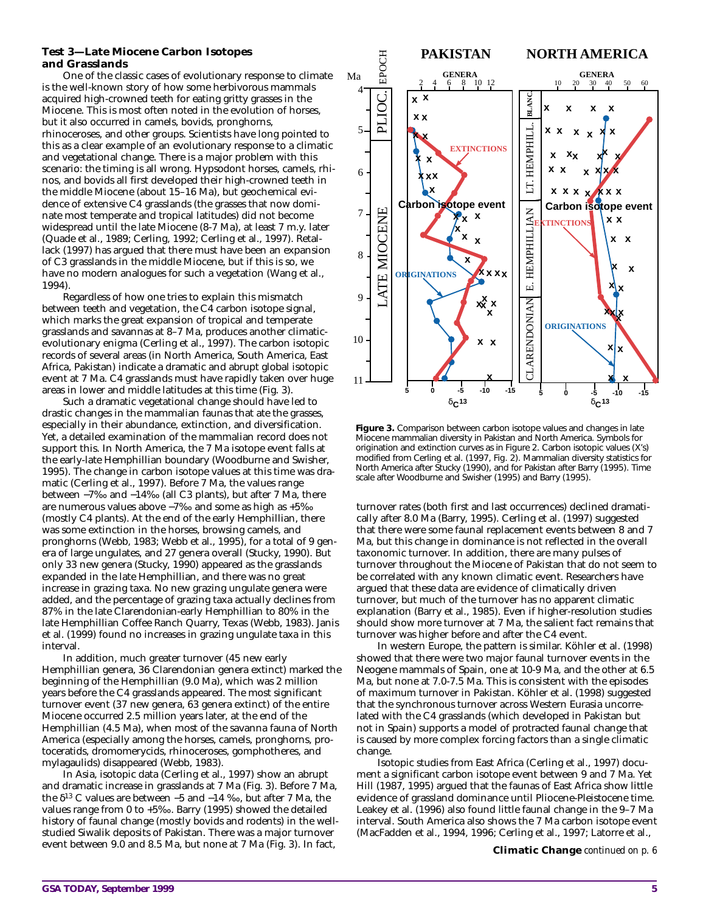### Test 3—Late Miocene Carbon Isotopes and Grasslands

One of the classic cases of evolutionary response to climate is the well-known story of how some herbivorous mammals acquired high-crowned teeth for eating gritty grasses in the Miocene. This is most often noted in the evolution of horses, but it also occurred in camels, bovids, pronghorns, rhinoceroses, and other groups. Scientists have long pointed to this as a clear example of an evolutionary response to a climatic and vegetational change. There is a major problem with this scenario: the timing is all wrong. Hypsodont horses, camels, rhinos, and bovids all first developed their high-crowned teeth in the middle Miocene (about 15–16 Ma), but geochemical evidence of extensive C4 grasslands (the grasses that now dominate most temperate and tropical latitudes) did not become widespread until the late Miocene (8-7 Ma), at least 7 m.y. later (Quade et al., 1989; Cerling, 1992; Cerling et al., 1997). Retallack (1997) has argued that there must have been an expansion of C3 grasslands in the middle Miocene, but if this is so, we have no modern analogues for such a vegetation (Wang et al., 1994).

Regardless of how one tries to explain this mismatch between teeth and vegetation, the C4 carbon isotope signal, which marks the great expansion of tropical and temperate grasslands and savannas at 8–7 Ma, produces another climatic-evolutionary enigma (Cerling et al., 1997). The carbon isotopic records of several areas (in North America, South America, East Africa, Pakistan) indicate a dramatic and abrupt global isotopic event at 7 Ma. C4 grasslands must have rapidly taken over huge areas in lower and middle latitudes at this time (Fig. 3).

Such a dramatic vegetational change should have led to drastic changes in the mammalian faunas that ate the grasses, especially in their abundance, extinction, and diversification. Yet, a detailed examination of the mammalian record does not support this. In North America, the 7 Ma isotope event falls at the early-late Hemphillian boundary (Woodburne and Swisher, 1995). The change in carbon isotope values at this time was dramatic (Cerling et al., 1997). Before 7 Ma, the values range between –7‰ and –14‰ (all C3 plants), but after 7 Ma, there are numerous values above –7‰ and some as high as +5‰ (mostly C4 plants). At the end of the early Hemphillian, there was some extinction in the horses, browsing camels, and pronghorns (Webb, 1983; Webb et al., 1995), for a total of 9 genera of large ungulates, and 27 genera overall (Stucky, 1990). But only 33 new genera (Stucky, 1990) appeared as the grasslands expanded in the late Hemphillian, and there was no great increase in grazing taxa. No new grazing ungulate genera were added, and the percentage of grazing taxa actually declines from 87% in the late Clarendonian-early Hemphillian to 80% in the late Hemphillian Coffee Ranch Quarry, Texas (Webb, 1983). Janis et al. (1999) found no increases in grazing ungulate taxa in this interval.

In addition, much greater turnover (45 new early Hemphillian genera, 36 Clarendonian genera extinct) marked the beginning of the Hemphillian (9.0 Ma), which was 2 million years before the C4 grasslands appeared. The most significant turnover event (37 new genera, 63 genera extinct) of the entire Miocene occurred 2.5 million years later, at the end of the Hemphillian (4.5 Ma), when most of the savanna fauna of North America (especially among the horses, camels, pronghorns, protoceratids, dromomerycids, rhinoceroses, gomphotheres, and mylagaulids) disappeared (Webb, 1983).

In Asia, isotopic data (Cerling et al., 1997) show an abrupt and dramatic increase in grasslands at 7 Ma (Fig. 3). Before 7 Ma, the $\delta^{13}$ C values are between –5 and –14 ‰, but after 7 Ma, the values range from 0 to +5‰. Barry (1995) showed the detailed history of faunal change (mostly bovids and rodents) in the well-studied Siwalik deposits of Pakistan. There was a major turnover event between 9.0 and 8.5 Ma, but none at 7 Ma (Fig. 3). In fact, turnover rates (both first and last occurrences) declined dramatically after 8.0 Ma (Barry, 1995). Cerling et al. (1997) suggested that there were some faunal replacement events between 8 and 7 Ma, but this change in dominance is not reflected in the overall taxonomic turnover. In addition, there are many pulses of turnover throughout the Miocene of Pakistan that do not seem to be correlated with any known climatic event. Researchers have argued that these data are evidence of climatically driven turnover, but much of the turnover has no apparent climatic explanation (Barry et al., 1985). Even if higher-resolution studies should show more turnover at 7 Ma, the salient fact remains that turnover was higher before and after the C4 event.

**Figure 3.** Comparison between carbon isotope values and changes in late Miocene mammalian diversity in Pakistan and North America. Symbols for origination and extinction curves as in Figure 2. Carbon isotopic values (X's) modified from Cerling et al. (1997, Fig. 2). Mammalian diversity statistics for North America after Stucky (1990), and for Pakistan after Barry (1995). Time scale after Woodburne and Swisher (1995) and Barry (1995).

In western Europe, the pattern is similar. Köhler et al. (1998) showed that there were two major faunal turnover events in the Neogene mammals of Spain, one at 10-9 Ma, and the other at 6.5 Ma, but none at 7.0-7.5 Ma. This is consistent with the episodes of maximum turnover in Pakistan. Köhler et al. (1998) suggested that the synchronous turnover across Western Eurasia uncorrelated with the C4 grasslands (which developed in Pakistan but not in Spain) supports a model of protracted faunal change that is caused by more complex forcing factors than a single climatic change.

Isotopic studies from East Africa (Cerling et al., 1997) document a significant carbon isotope event between 9 and 7 Ma. Yet Hill (1987, 1995) argued that the faunas of East Africa show little evidence of grassland dominance until Pliocene-Pleistocene time. Leakey et al. (1996) also found little faunal change in the 9–7 Ma interval. South America also shows the 7 Ma carbon isotope event (MacFadden et al., 1994, 1996; Cerling et al., 1997; Latorre et al.,

**Climatic Change** *continued on p. 6*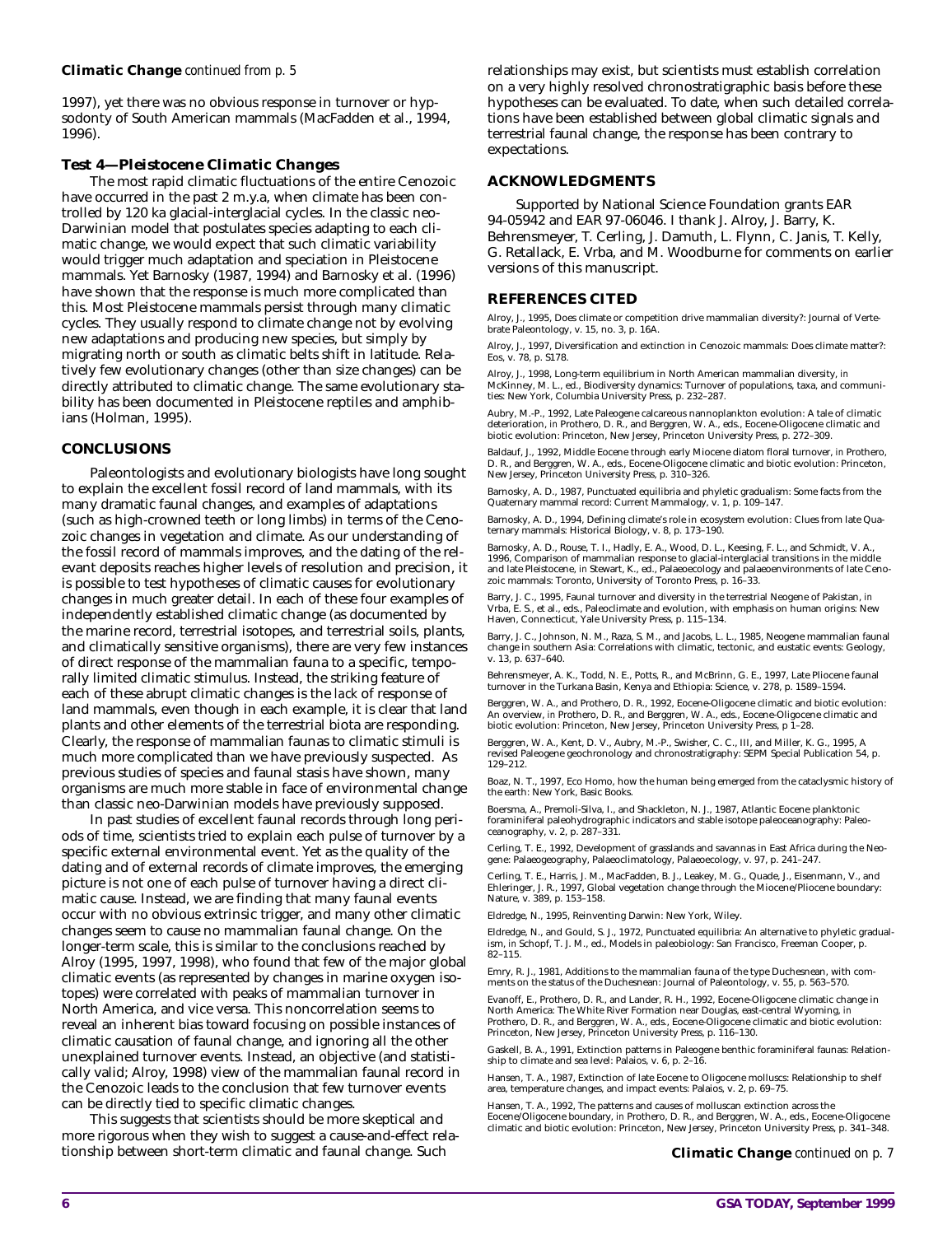**Climatic Change** *continued from p. 5*

1997), yet there was no obvious response in turnover or hypsodonty of South American mammals (MacFadden et al., 1994, 1996).

### Test 4—Pleistocene Climatic Changes

The most rapid climatic fluctuations of the entire Cenozoic have occurred in the past 2 m.y.a, when climate has been controlled by 120 ka glacial-interglacial cycles. In the classic neo-Darwinian model that postulates species adapting to each climatic change, we would expect that such climatic variability would trigger much adaptation and speciation in Pleistocene mammals. Yet Barnosky (1987, 1994) and Barnosky et al. (1996) have shown that the response is much more complicated than this. Most Pleistocene mammals persist through many climatic cycles. They usually respond to climate change not by evolving new adaptations and producing new species, but simply by migrating north or south as climatic belts shift in latitude. Relatively few evolutionary changes (other than size changes) can be directly attributed to climatic change. The same evolutionary stability has been documented in Pleistocene reptiles and amphibians (Holman, 1995).

## CONCLUSIONS

Paleontologists and evolutionary biologists have long sought to explain the excellent fossil record of land mammals, with its many dramatic faunal changes, and examples of adaptations (such as high-crowned teeth or long limbs) in terms of the Cenozoic changes in vegetation and climate. As our understanding of the fossil record of mammals improves, and the dating of the relevant deposits reaches higher levels of resolution and precision, it is possible to test hypotheses of climatic causes for evolutionary changes in much greater detail. In each of these four examples of independently established climatic change (as documented by the marine record, terrestrial isotopes, and terrestrial soils, plants, and climatically sensitive organisms), there are very few instances of direct response of the mammalian fauna to a specific, temporally limited climatic stimulus. Instead, the striking feature of each of these abrupt climatic changes is the *lack* of response of land mammals, even though in each example, it is clear that land plants and other elements of the terrestrial biota are responding. Clearly, the response of mammalian faunas to climatic stimuli is much more complicated than we have previously suspected. As previous studies of species and faunal stasis have shown, many organisms are much more stable in face of environmental change than classic neo-Darwinian models have previously supposed.

In past studies of excellent faunal records through long periods of time, scientists tried to explain each pulse of turnover by a specific external environmental event. Yet as the quality of the dating and of external records of climate improves, the emerging picture is not one of each pulse of turnover having a direct climatic cause. Instead, we are finding that many faunal events occur with no obvious extrinsic trigger, and many other climatic changes seem to cause no mammalian faunal change. On the longer-term scale, this is similar to the conclusions reached by Alroy (1995, 1997, 1998), who found that few of the major global climatic events (as represented by changes in marine oxygen isotopes) were correlated with peaks of mammalian turnover in North America, and vice versa. This noncorrelation seems to reveal an inherent bias toward focusing on possible instances of climatic causation of faunal change, and ignoring all the other unexplained turnover events. Instead, an objective (and statistically valid; Alroy, 1998) view of the mammalian faunal record in the Cenozoic leads to the conclusion that few turnover events can be directly tied to specific climatic changes.

This suggests that scientists should be more skeptical and more rigorous when they wish to suggest a cause-and-effect relationship between short-term climatic and faunal change. Such relationships may exist, but scientists must establish correlation on a very highly resolved chronostratigraphic basis before these hypotheses can be evaluated. To date, when such detailed correlations have been established between global climatic signals and terrestrial faunal change, the response has been contrary to expectations.

## ACKNOWLEDGMENTS

Supported by National Science Foundation grants EAR 94-05942 and EAR 97-06046. I thank J. Alroy, J. Barry, K. Behrensmeyer, T. Cerling, J. Damuth, L. Flynn, C. Janis, T. Kelly, G. Retallack, E. Vrba, and M. Woodburne for comments on earlier versions of this manuscript.

## REFERENCES CITED

Alroy, J., 1995, Does climate or competition drive mammalian diversity?: Journal of Vertebrate Paleontology, v. 15, no. 3, p. 16A.

Alroy, J., 1997, Diversification and extinction in Cenozoic mammals: Does climate matter?: Eos, v. 78, p. S178.

Alroy, J., 1998, Long-term equilibrium in North American mammalian diversity, *in* McKinney, M. L., ed., Biodiversity dynamics: Turnover of populations, taxa, and communities: New York, Columbia University Press, p. 232–287.

Aubry, M.-P., 1992, Late Paleogene calcareous nannoplankton evolution: A tale of climatic deterioration, *in* Prothero, D. R., and Berggren, W. A., eds., Eocene-Oligocene climatic and biotic evolution: Princeton, New Jersey, Princeton University Press, p. 272–309.

Baldauf, J., 1992, Middle Eocene through early Miocene diatom floral turnover, *in* Prothero, D. R., and Berggren, W. A., eds., Eocene-Oligocene climatic and biotic evolution: Princeton, New Jersey, Princeton University Press, p. 310–326.

Barnosky, A. D., 1987, Punctuated equilibria and phyletic gradualism: Some facts from the Quaternary mammal record: Current Mammalogy, v. 1, p. 109–147.

Barnosky, A. D., 1994, Defining climate's role in ecosystem evolution: Clues from late Quaternary mammals: Historical Biology, v. 8, p. 173–190.

Barnosky, A. D., Rouse, T. I., Hadly, E. A., Wood, D. L., Keesing, F. L., and Schmidt, V. A., 1996, Comparison of mammalian response to glacial-interglacial transitions in the middle and late Pleistocene, *in* Stewart, K., ed., Palaeoecology and palaeoenvironments of late Cenozoic mammals: Toronto, University of Toronto Press, p. 16–33.

Barry, J. C., 1995, Faunal turnover and diversity in the terrestrial Neogene of Pakistan, *in* Vrba, E. S., et al., eds., Paleoclimate and evolution, with emphasis on human origins: New Haven, Connecticut, Yale University Press, p. 115–134.

Barry, J. C., Johnson, N. M., Raza, S. M., and Jacobs, L. L., 1985, Neogene mammalian faunal change in southern Asia: Correlations with climatic, tectonic, and eustatic events: Geology, v. 13, p. 637–640.

Behrensmeyer, A. K., Todd, N. E., Potts, R., and McBrinn, G. E., 1997, Late Pliocene faunal turnover in the Turkana Basin, Kenya and Ethiopia: Science, v. 278, p. 1589–1594.

Berggren, W. A., and Prothero, D. R., 1992, Eocene-Oligocene climatic and biotic evolution: An overview, *in* Prothero, D. R., and Berggren, W. A., eds., Eocene-Oligocene climatic and biotic evolution: Princeton, New Jersey, Princeton University Press, p 1–28.

Berggren, W. A., Kent, D. V., Aubry, M.-P., Swisher, C. C., III, and Miller, K. G., 1995, A revised Paleogene geochronology and chronostratigraphy: SEPM Special Publication 54, p. 129–212.

Boaz, N. T., 1997, Eco Homo, how the human being emerged from the cataclysmic history of the earth: New York, Basic Books.

Boersma, A., Premoli-Silva, I., and Shackleton, N. J., 1987, Atlantic Eocene planktonic foraminiferal paleohydrographic indicators and stable isotope paleoceanography: Paleoceanography, v. 2, p. 287–331.

Cerling, T. E., 1992, Development of grasslands and savannas in East Africa during the Neogene: Palaeogeography, Palaeoclimatology, Palaeoecology, v. 97, p. 241–247.

Cerling, T. E., Harris, J. M., MacFadden, B. J., Leakey, M. G., Quade, J., Eisenmann, V., and Ehleringer, J. R., 1997, Global vegetation change through the Miocene/Pliocene boundary: Nature, v. 389, p. 153–158.

Eldredge, N., 1995, Reinventing Darwin: New York, Wiley.

Eldredge, N., and Gould, S. J., 1972, Punctuated equilibria: An alternative to phyletic gradualism, *in* Schopf, T. J. M., ed., Models in paleobiology: San Francisco, Freeman Cooper, p. 82–115.

Emry, R. J., 1981, Additions to the mammalian fauna of the type Duchesnean, with comments on the status of the Duchesnean: Journal of Paleontology, v. 55, p. 563–570.

Evanoff, E., Prothero, D. R., and Lander, R. H., 1992, Eocene-Oligocene climatic change in North America: The White River Formation near Douglas, east-central Wyoming, *in* Prothero, D. R., and Berggren, W. A., eds., Eocene-Oligocene climatic and biotic evolution: Princeton, New Jersey, Princeton University Press, p. 116–130.

Gaskell, B. A., 1991, Extinction patterns in Paleogene benthic foraminiferal faunas: Relationship to climate and sea level: Palaios, v. 6, p. 2–16.

Hansen, T. A., 1987, Extinction of late Eocene to Oligocene molluscs: Relationship to shelf area, temperature changes, and impact events: Palaios, v. 2, p. 69–75.

Hansen, T. A., 1992, The patterns and causes of molluscan extinction across the Eocene/Oligocene boundary, *in* Prothero, D. R., and Berggren, W. A., eds., Eocene-Oligocene climatic and biotic evolution: Princeton, New Jersey, Princeton University Press, p. 341–348.

**Climatic Change** *continued on p. 7*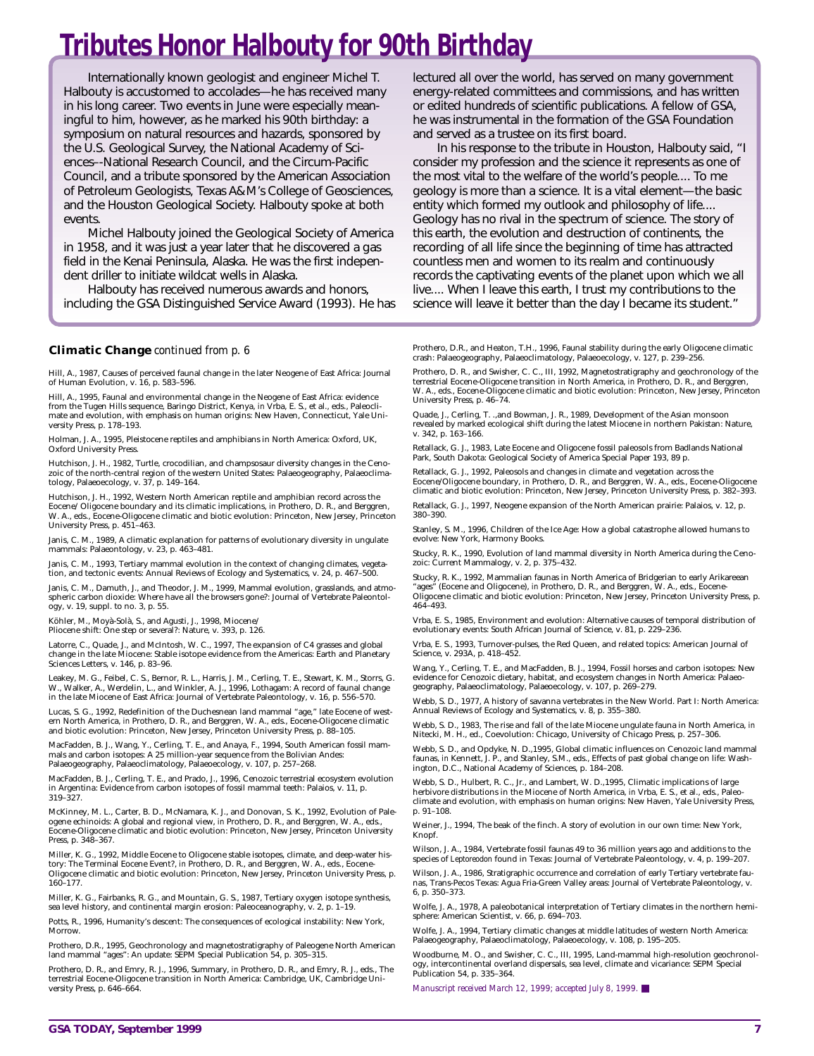# Tributes Honor Halbouty for 90th Birthday

Internationally known geologist and engineer Michel T. Halbouty is accustomed to accolades—he has received many in his long career. Two events in June were especially meaningful to him, however, as he marked his 90th birthday: a symposium on natural resources and hazards, sponsored by the U.S. Geological Survey, the National Academy of Sciences--National Research Council, and the Circum-Pacific Council, and a tribute sponsored by the American Association of Petroleum Geologists, Texas A&M's College of Geosciences, and the Houston Geological Society. Halbouty spoke at both events.

Michel Halbouty joined the Geological Society of America in 1958, and it was just a year later that he discovered a gas field in the Kenai Peninsula, Alaska. He was the first independent driller to initiate wildcat wells in Alaska.

Halbouty has received numerous awards and honors, including the GSA Distinguished Service Award (1993). He has lectured all over the world, has served on many government energy-related committees and commissions, and has written or edited hundreds of scientific publications. A fellow of GSA, he was instrumental in the formation of the GSA Foundation and served as a trustee on its first board.

In his response to the tribute in Houston, Halbouty said, "I consider my profession and the science it represents as one of the most vital to the welfare of the world's people.... To me geology is more than a science. It is a vital element—the basic entity which formed my outlook and philosophy of life.... Geology has no rival in the spectrum of science. The story of this earth, the evolution and destruction of continents, the recording of all life since the beginning of time has attracted countless men and women to its realm and continuously records the captivating events of the planet upon which we all live.... When I leave this earth, I trust my contributions to the science will leave it better than the day I became its student."

**Climatic Change** *continued from p. 6*

Hill, A., 1987, Causes of perceived faunal change in the later Neogene of East Africa: Journal of Human Evolution, v. 16, p. 583–596.

Hill, A., 1995, Faunal and environmental change in the Neogene of East Africa: evidence from the Tugen Hills sequence, Baringo District, Kenya, *in* Vrba, E. S., et al., eds., Paleoclimate and evolution, with emphasis on human origins: New Haven, Connecticut, Yale University Press, p. 178–193.

Holman, J. A., 1995, Pleistocene reptiles and amphibians in North America: Oxford, UK, Oxford University Press.

Hutchison, J. H., 1982, Turtle, crocodilian, and champsosaur diversity changes in the Cenozoic of the north-central region of the western United States: Palaeogeography, Palaeoclimatology, Palaeoecology, v. 37, p. 149–164.

Hutchison, J. H., 1992, Western North American reptile and amphibian record across the Eocene/ Oligocene boundary and its climatic implications, *in* Prothero, D. R., and Berggren, W. A., eds., Eocene-Oligocene climatic and biotic evolution: Princeton, New Jersey, Princeton University Press, p. 451–463.

Janis, C. M., 1989, A climatic explanation for patterns of evolutionary diversity in ungulate mammals: Palaeontology, v. 23, p. 463–481.

Janis, C. M., 1993, Tertiary mammal evolution in the context of changing climates, vegetation, and tectonic events: Annual Reviews of Ecology and Systematics, v. 24, p. 467–500.

Janis, C. M., Damuth, J., and Theodor, J. M., 1999, Mammal evolution, grasslands, and atmospheric carbon dioxide: Where have all the browsers gone?: Journal of Vertebrate Paleontology, v. 19, suppl. to no. 3, p. 55.

Köhler, M., Moyà-Solà, S., and Agusti, J., 1998, Miocene/ Pliocene shift: One step or several?: Nature, v. 393, p. 126.

Latorre, C., Quade, J., and McIntosh, W. C., 1997, The expansion of C4 grasses and global change in the late Miocene: Stable isotope evidence from the Americas: Earth and Planetary Sciences Letters, v. 146, p. 83–96.

Leakey, M. G., Feibel, C. S., Bernor, R. L., Harris, J. M., Cerling, T. E., Stewart, K. M., Storrs, G. W., Walker, A., Werdelin, L., and Winkler, A. J., 1996, Lothagam: A record of faunal change in the late Miocene of East Africa: Journal of Vertebrate Paleontology, v. 16, p. 556–570.

Lucas, S. G., 1992, Redefinition of the Duchesnean land mammal "age," late Eocene of western North America, *in* Prothero, D. R., and Berggren, W. A., eds., Eocene-Oligocene climatic and biotic evolution: Princeton, New Jersey, Princeton University Press, p. 88–105.

MacFadden, B. J., Wang, Y., Cerling, T. E., and Anaya, F., 1994, South American fossil mammals and carbon isotopes: A 25 million-year sequence from the Bolivian Andes: Palaeogeography, Palaeoclimatology, Palaeoecology, v. 107, p. 257–268.

MacFadden, B. J., Cerling, T. E., and Prado, J., 1996, Cenozoic terrestrial ecosystem evolution in Argentina: Evidence from carbon isotopes of fossil mammal teeth: Palaios, v. 11, p. 319–327.

McKinney, M. L., Carter, B. D., McNamara, K. J., and Donovan, S. K., 1992, Evolution of Paleogene echinoids: A global and regional view, *in* Prothero, D. R., and Berggren, W. A., eds., Eocene-Oligocene climatic and biotic evolution: Princeton, New Jersey, Princeton University Press, p. 348–367.

Miller, K. G., 1992, Middle Eocene to Oligocene stable isotopes, climate, and deep-water history: The Terminal Eocene Event?, *in* Prothero, D. R., and Berggren, W. A., eds., Eocene-Oligocene climatic and biotic evolution: Princeton, New Jersey, Princeton University Press, p. 160–177.

Miller, K. G., Fairbanks, R. G., and Mountain, G. S., 1987, Tertiary oxygen isotope synthesis, sea level history, and continental margin erosion: Paleoceanography, v. 2, p. 1–19.

Potts, R., 1996, Humanity's descent: The consequences of ecological instability: New York, Morrow.

Prothero, D.R., 1995, Geochronology and magnetostratigraphy of Paleogene North American land mammal "ages": An update: SEPM Special Publication 54, p. 305–315.

Prothero, D. R., and Emry, R. J., 1996, Summary, *in* Prothero, D. R., and Emry, R. J., eds., The terrestrial Eocene-Oligocene transition in North America: Cambridge, UK, Cambridge University Press, p. 646–664.

Prothero, D.R., and Heaton, T.H., 1996, Faunal stability during the early Oligocene climatic crash: Palaeogeography, Palaeoclimatology, Palaeoecology, v. 127, p. 239–256.

Prothero, D. R., and Swisher, C. C., III, 1992, Magnetostratigraphy and geochronology of the terrestrial Eocene-Oligocene transition in North America, *in* Prothero, D. R., and Berggren, W. A., eds., Eocene-Oligocene climatic and biotic evolution: Princeton, New Jersey, Princeton University Press, p. 46–74.

Quade, J., Cerling, T. .,and Bowman, J. R., 1989, Development of the Asian monsoon revealed by marked ecological shift during the latest Miocene in northern Pakistan: Nature, v. 342, p. 163–166.

Retallack, G. J., 1983, Late Eocene and Oligocene fossil paleosols from Badlands National Park, South Dakota: Geological Society of America Special Paper 193, 89 p.

Retallack, G. J., 1992, Paleosols and changes in climate and vegetation across the Eocene/Oligocene boundary, *in* Prothero, D. R., and Berggren, W. A., eds., Eocene-Oligocene climatic and biotic evolution: Princeton, New Jersey, Princeton University Press, p. 382–393.

Retallack, G. J., 1997, Neogene expansion of the North American prairie: Palaios, v. 12, p. 380–390.

Stanley, S. M., 1996, Children of the Ice Age: How a global catastrophe allowed humans to evolve: New York, Harmony Books.

Stucky, R. K., 1990, Evolution of land mammal diversity in North America during the Cenozoic: Current Mammalogy, v. 2, p. 375–432.

Stucky, R. K., 1992, Mammalian faunas in North America of Bridgerian to early Arikareean "ages" (Eocene and Oligocene), *in* Prothero, D. R., and Berggren, W. A., eds., Eocene-Oligocene climatic and biotic evolution: Princeton, New Jersey, Princeton University Press, p. 464–493.

Vrba, E. S., 1985, Environment and evolution: Alternative causes of temporal distribution of evolutionary events: South African Journal of Science, v. 81, p. 229–236.

Vrba, E. S., 1993, Turnover-pulses, the Red Queen, and related topics: American Journal of Science, v. 293A, p. 418–452.

Wang, Y., Cerling, T. E., and MacFadden, B. J., 1994, Fossil horses and carbon isotopes: New evidence for Cenozoic dietary, habitat, and ecosystem changes in North America: Palaeogeography, Palaeoclimatology, Palaeoecology, v. 107, p. 269–279.

Webb, S. D., 1977, A history of savanna vertebrates in the New World. Part I: North America: Annual Reviews of Ecology and Systematics, v. 8, p. 355–380.

Webb, S. D., 1983, The rise and fall of the late Miocene ungulate fauna in North America, *in* Nitecki, M. H., ed., Coevolution: Chicago, University of Chicago Press, p. 257–306.

Webb, S. D., and Opdyke, N. D.,1995, Global climatic influences on Cenozoic land mammal faunas, *in* Kennett, J. P., and Stanley, S.M., eds., Effects of past global change on life: Washington, D.C., National Academy of Sciences, p. 184–208.

Webb, S. D., Hulbert, R. C., Jr., and Lambert, W. D.,1995, Climatic implications of large herbivore distributions in the Miocene of North America, *in* Vrba, E. S., et al., eds., Paleoclimate and evolution, with emphasis on human origins: New Haven, Yale University Press, p. 91–108.

Weiner, J., 1994, The beak of the finch. A story of evolution in our own time: New York, Knopf.

Wilson, J. A., 1984, Vertebrate fossil faunas 49 to 36 million years ago and additions to the species of *Leptoreodon* found in Texas: Journal of Vertebrate Paleontology, v. 4, p. 199–207.

Wilson, J. A., 1986, Stratigraphic occurrence and correlation of early Tertiary vertebrate faunas, Trans-Pecos Texas: Agua Fria-Green Valley areas: Journal of Vertebrate Paleontology, v. 6, p. 350–373.

Wolfe, J. A., 1978, A paleobotanical interpretation of Tertiary climates in the northern hemisphere: American Scientist, v. 66, p. 694–703.

Wolfe, J. A., 1994, Tertiary climatic changes at middle latitudes of western North America: Palaeogeography, Palaeoclimatology, Palaeoecology, v. 108, p. 195–205.

Woodburne, M. O., and Swisher, C. C., III, 1995, Land-mammal high-resolution geochronology, intercontinental overland dispersals, sea level, climate and vicariance: SEPM Special Publication 54, p. 335–364.

*Manuscript received March 12, 1999; accepted July 8, 1999.* ■